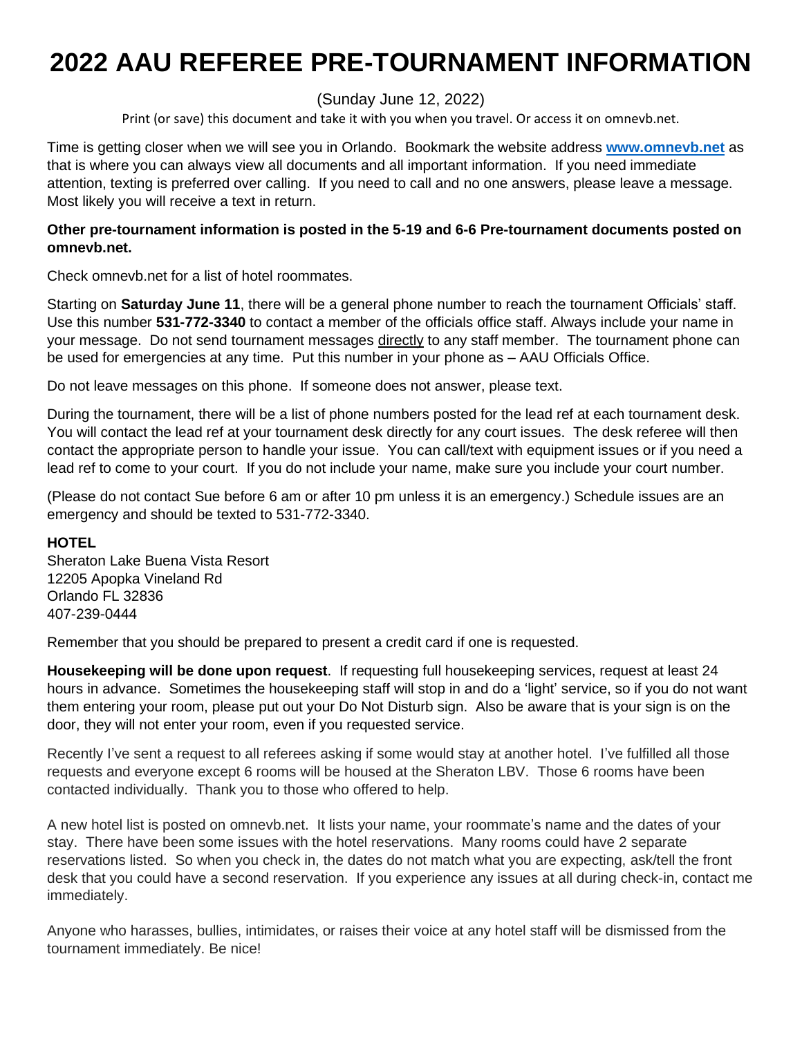# 2022 AAU REFEREE PRE-TOURNAMENT INFORMATION

(Sunday June 12, 2022)

Print (or save) this document and take it with you when you travel. Or access it on omnevb.net.

Time is getting closer when we will see you in Orlando. Bookmark the website address **[www.omnevb.net](http://www.omnevb.net)** as that is where you can always view all documents and all important information. If you need immediate attention, texting is preferred over calling. If you need to call and no one answers, please leave a message. Most likely you will receive a text in return.

**Other pre-tournament information is posted in the 5-19 and 6-6 Pre-tournament documents posted on omnevb.net.**

Check omnevb.net for a list of hotel roommates.

Starting on **Saturday June 11**, there will be a general phone number to reach the tournament Officials' staff. Use this number **531-772-3340** to contact a member of the officials office staff. Always include your name in your message. Do not send tournament messages <u>directly</u> to any staff member. The tournament phone can be used for emergencies at any time. Put this number in your phone as – AAU Officials Office.

Do not leave messages on this phone. If someone does not answer, please text.

During the tournament, there will be a list of phone numbers posted for the lead ref at each tournament desk. You will contact the lead ref at your tournament desk directly for any court issues. The desk referee will then contact the appropriate person to handle your issue. You can call/text with equipment issues or if you need a lead ref to come to your court. If you do not include your name, make sure you include your court number.

(Please do not contact Sue before 6 am or after 10 pm unless it is an emergency.) Schedule issues are an emergency and should be texted to 531-772-3340.

**HOTEL**
Sheraton Lake Buena Vista Resort
12205 Apopka Vineland Rd
Orlando FL 32836
407-239-0444

Remember that you should be prepared to present a credit card if one is requested.

**Housekeeping will be done upon request**. If requesting full housekeeping services, request at least 24 hours in advance. Sometimes the housekeeping staff will stop in and do a 'light' service, so if you do not want them entering your room, please put out your Do Not Disturb sign. Also be aware that is your sign is on the door, they will not enter your room, even if you requested service.

Recently I've sent a request to all referees asking if some would stay at another hotel. I've fulfilled all those requests and everyone except 6 rooms will be housed at the Sheraton LBV. Those 6 rooms have been contacted individually. Thank you to those who offered to help.

A new hotel list is posted on omnevb.net. It lists your name, your roommate's name and the dates of your stay. There have been some issues with the hotel reservations. Many rooms could have 2 separate reservations listed. So when you check in, the dates do not match what you are expecting, ask/tell the front desk that you could have a second reservation. If you experience any issues at all during check-in, contact me immediately.

Anyone who harasses, bullies, intimidates, or raises their voice at any hotel staff will be dismissed from the tournament immediately. Be nice!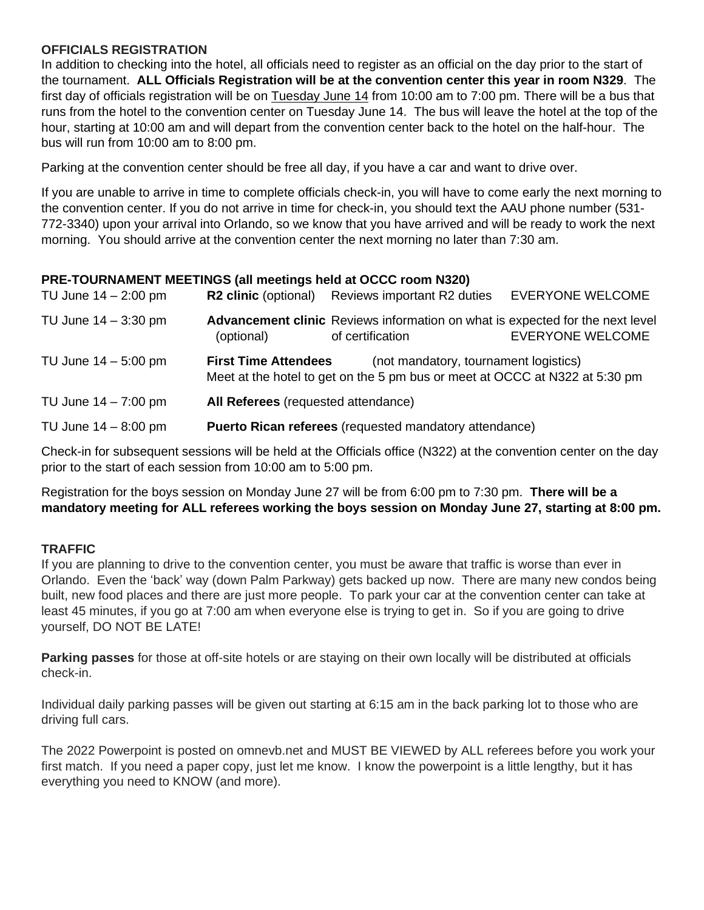**OFFICIALS REGISTRATION**

In addition to checking into the hotel, all officials need to register as an official on the day prior to the start of the tournament. **ALL Officials Registration will be at the convention center this year in room N329**. The first day of officials registration will be on Tuesday June 14 from 10:00 am to 7:00 pm. There will be a bus that runs from the hotel to the convention center on Tuesday June 14. The bus will leave the hotel at the top of the hour, starting at 10:00 am and will depart from the convention center back to the hotel on the half-hour. The bus will run from 10:00 am to 8:00 pm.

Parking at the convention center should be free all day, if you have a car and want to drive over.

If you are unable to arrive in time to complete officials check-in, you will have to come early the next morning to the convention center. If you do not arrive in time for check-in, you should text the AAU phone number (531-772-3340) upon your arrival into Orlando, so we know that you have arrived and will be ready to work the next morning. You should arrive at the convention center the next morning no later than 7:30 am.

**PRE-TOURNAMENT MEETINGS (all meetings held at OCCC room N320)**

| | | | |
|---|---|---|---|
| TU June 14 – 2:00 pm | **R2 clinic** (optional) | Reviews important R2 duties | EVERYONE WELCOME |
| TU June 14 – 3:30 pm | **Advancement clinic** (optional) | Reviews information on what is expected for the next level of certification | EVERYONE WELCOME |
| TU June 14 – 5:00 pm | **First Time Attendees** | (not mandatory, tournament logistics) Meet at the hotel to get on the 5 pm bus or meet at OCCC at N322 at 5:30 pm | |
| TU June 14 – 7:00 pm | **All Referees** (requested attendance) | | |
| TU June 14 – 8:00 pm | **Puerto Rican referees** (requested mandatory attendance) | | |

Check-in for subsequent sessions will be held at the Officials office (N322) at the convention center on the day prior to the start of each session from 10:00 am to 5:00 pm.

Registration for the boys session on Monday June 27 will be from 6:00 pm to 7:30 pm. **There will be a mandatory meeting for ALL referees working the boys session on Monday June 27, starting at 8:00 pm.**

**TRAFFIC**

If you are planning to drive to the convention center, you must be aware that traffic is worse than ever in Orlando. Even the 'back' way (down Palm Parkway) gets backed up now. There are many new condos being built, new food places and there are just more people. To park your car at the convention center can take at least 45 minutes, if you go at 7:00 am when everyone else is trying to get in. So if you are going to drive yourself, DO NOT BE LATE!

**Parking passes** for those at off-site hotels or are staying on their own locally will be distributed at officials check-in.

Individual daily parking passes will be given out starting at 6:15 am in the back parking lot to those who are driving full cars.

The 2022 Powerpoint is posted on omnevb.net and MUST BE VIEWED by ALL referees before you work your first match. If you need a paper copy, just let me know. I know the powerpoint is a little lengthy, but it has everything you need to KNOW (and more).